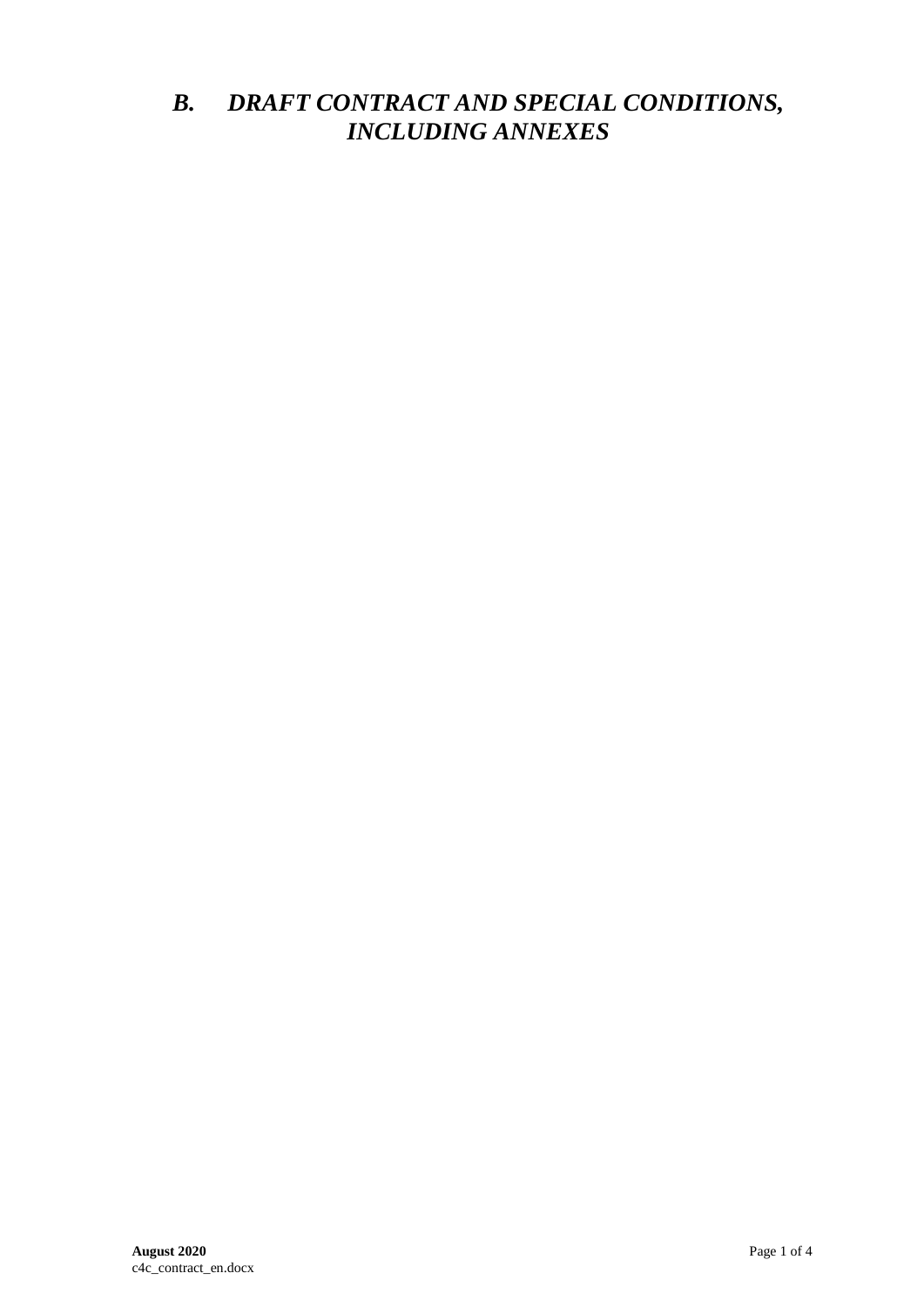# *B. DRAFT CONTRACT AND SPECIAL CONDITIONS, INCLUDING ANNEXES*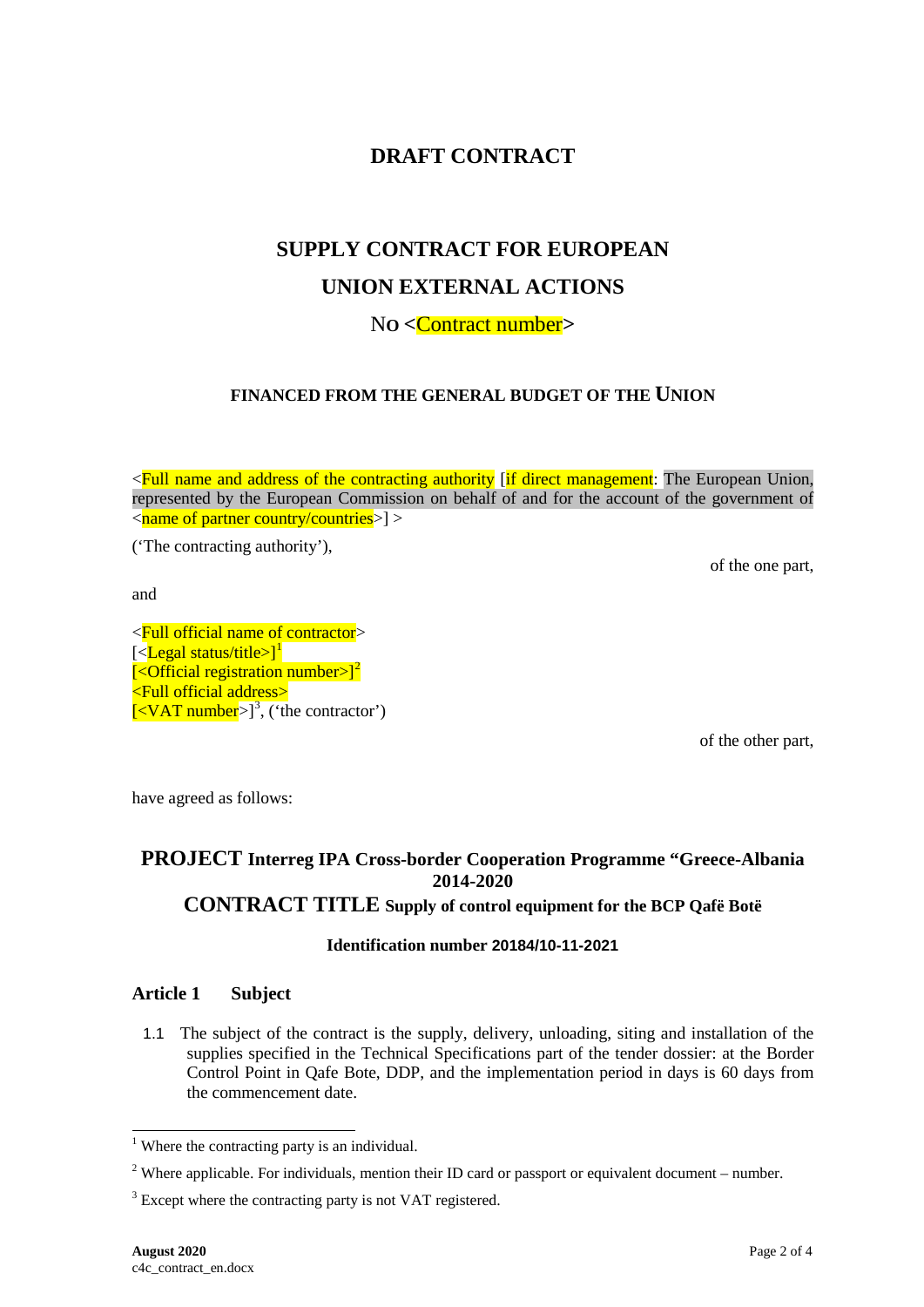# DRAFT CONTRACT

## SUPPLY CONTRACT FOR EUROPEAN UNION EXTERNAL ACTIONS

## No <Contract number>

### FINANCED FROM THE GENERAL BUDGET OF THE UNION

<Full name and address of the contracting authority [if direct management: The European Union, represented by the European Commission on behalf of and for the account of the government of <name of partner country/countries>] >

('The contracting authority'),

of the one part,

and

<Full official name of contractor>
[<Legal status/title>][1]
[<Official registration number>][2]
<Full official address>
[<VAT number>][3], ('the contractor')

of the other part,

have agreed as follows:

## PROJECT Interreg IPA Cross-border Cooperation Programme "Greece-Albania 2014-2020

## CONTRACT TITLE Supply of control equipment for the BCP Qafë Botë

**Identification number 20184/10-11-2021**

### Article 1 Subject

1.1 The subject of the contract is the supply, delivery, unloading, siting and installation of the supplies specified in the Technical Specifications part of the tender dossier: at the Border Control Point in Qafe Bote, DDP, and the implementation period in days is 60 days from the commencement date.

---

[1] Where the contracting party is an individual.

[2] Where applicable. For individuals, mention their ID card or passport or equivalent document – number.

[3] Except where the contracting party is not VAT registered.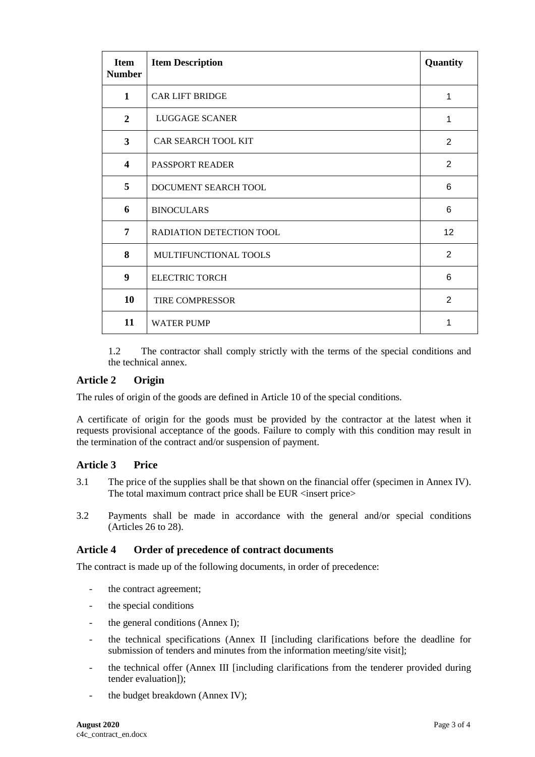| Item Number | Item Description | Quantity |
|---|---|---|
| 1 | CAR LIFT BRIDGE | 1 |
| 2 | LUGGAGE SCANER | 1 |
| 3 | CAR SEARCH TOOL KIT | 2 |
| 4 | PASSPORT READER | 2 |
| 5 | DOCUMENT SEARCH TOOL | 6 |
| 6 | BINOCULARS | 6 |
| 7 | RADIATION DETECTION TOOL | 12 |
| 8 | MULTIFUNCTIONAL TOOLS | 2 |
| 9 | ELECTRIC TORCH | 6 |
| 10 | TIRE COMPRESSOR | 2 |
| 11 | WATER PUMP | 1 |

1.2 The contractor shall comply strictly with the terms of the special conditions and the technical annex.

## Article 2 Origin

The rules of origin of the goods are defined in Article 10 of the special conditions.

A certificate of origin for the goods must be provided by the contractor at the latest when it requests provisional acceptance of the goods. Failure to comply with this condition may result in the termination of the contract and/or suspension of payment.

## Article 3 Price

3.1 The price of the supplies shall be that shown on the financial offer (specimen in Annex IV). The total maximum contract price shall be EUR <insert price>

3.2 Payments shall be made in accordance with the general and/or special conditions (Articles 26 to 28).

## Article 4 Order of precedence of contract documents

The contract is made up of the following documents, in order of precedence:

- the contract agreement;
- the special conditions
- the general conditions (Annex I);
- the technical specifications (Annex II [including clarifications before the deadline for submission of tenders and minutes from the information meeting/site visit];
- the technical offer (Annex III [including clarifications from the tenderer provided during tender evaluation]);
- the budget breakdown (Annex IV);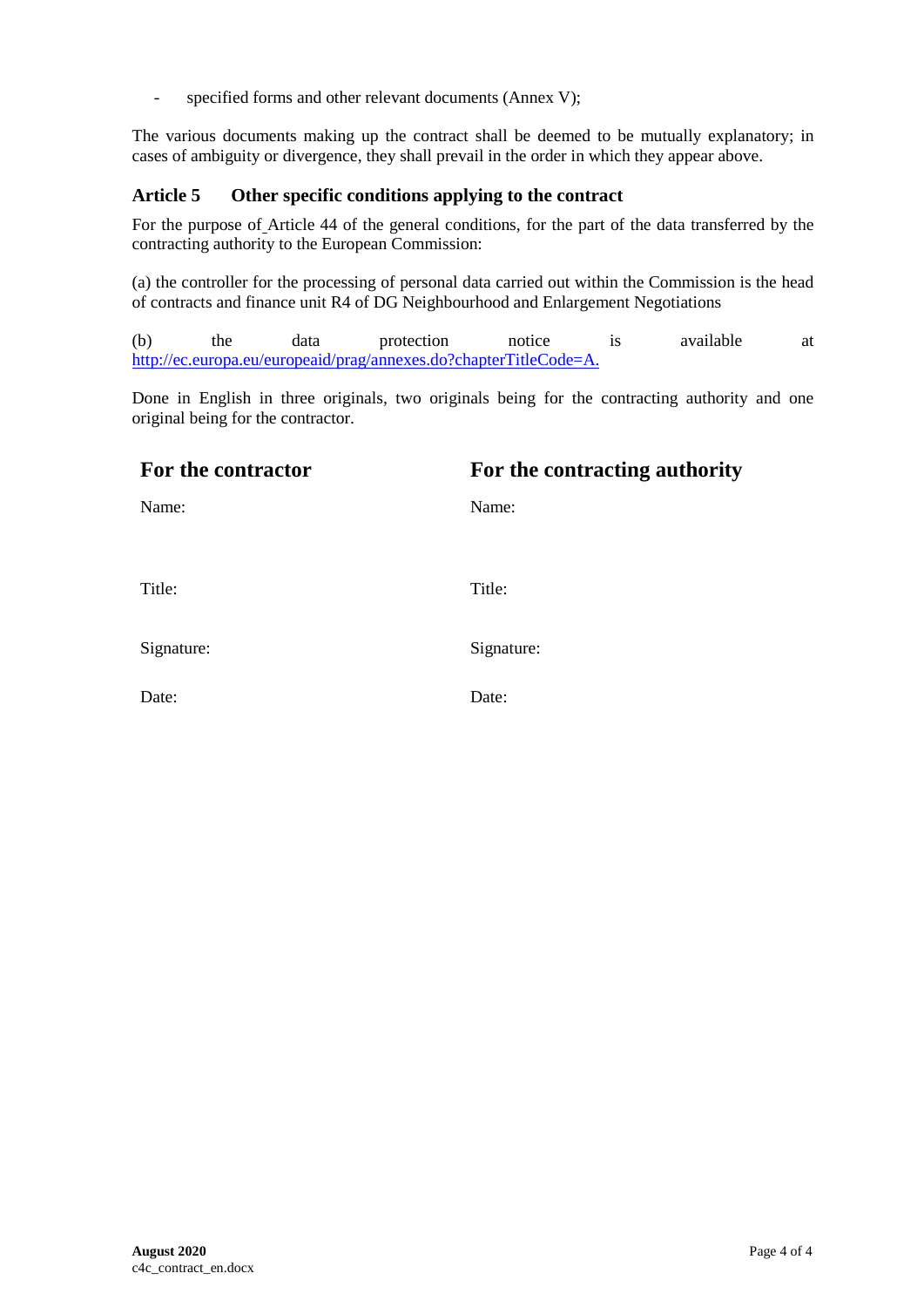- specified forms and other relevant documents (Annex V);

The various documents making up the contract shall be deemed to be mutually explanatory; in cases of ambiguity or divergence, they shall prevail in the order in which they appear above.

### Article 5 Other specific conditions applying to the contract

For the purpose of Article 44 of the general conditions, for the part of the data transferred by the contracting authority to the European Commission:

(a) the controller for the processing of personal data carried out within the Commission is the head of contracts and finance unit R4 of DG Neighbourhood and Enlargement Negotiations

(b) the data protection notice is available at http://ec.europa.eu/europeaid/prag/annexes.do?chapterTitleCode=A.

Done in English in three originals, two originals being for the contracting authority and one original being for the contractor.

| **For the contractor** | **For the contracting authority** |
|---|---|
| Name: | Name: |
| Title: | Title: |
| Signature: | Signature: |
| Date: | Date: |